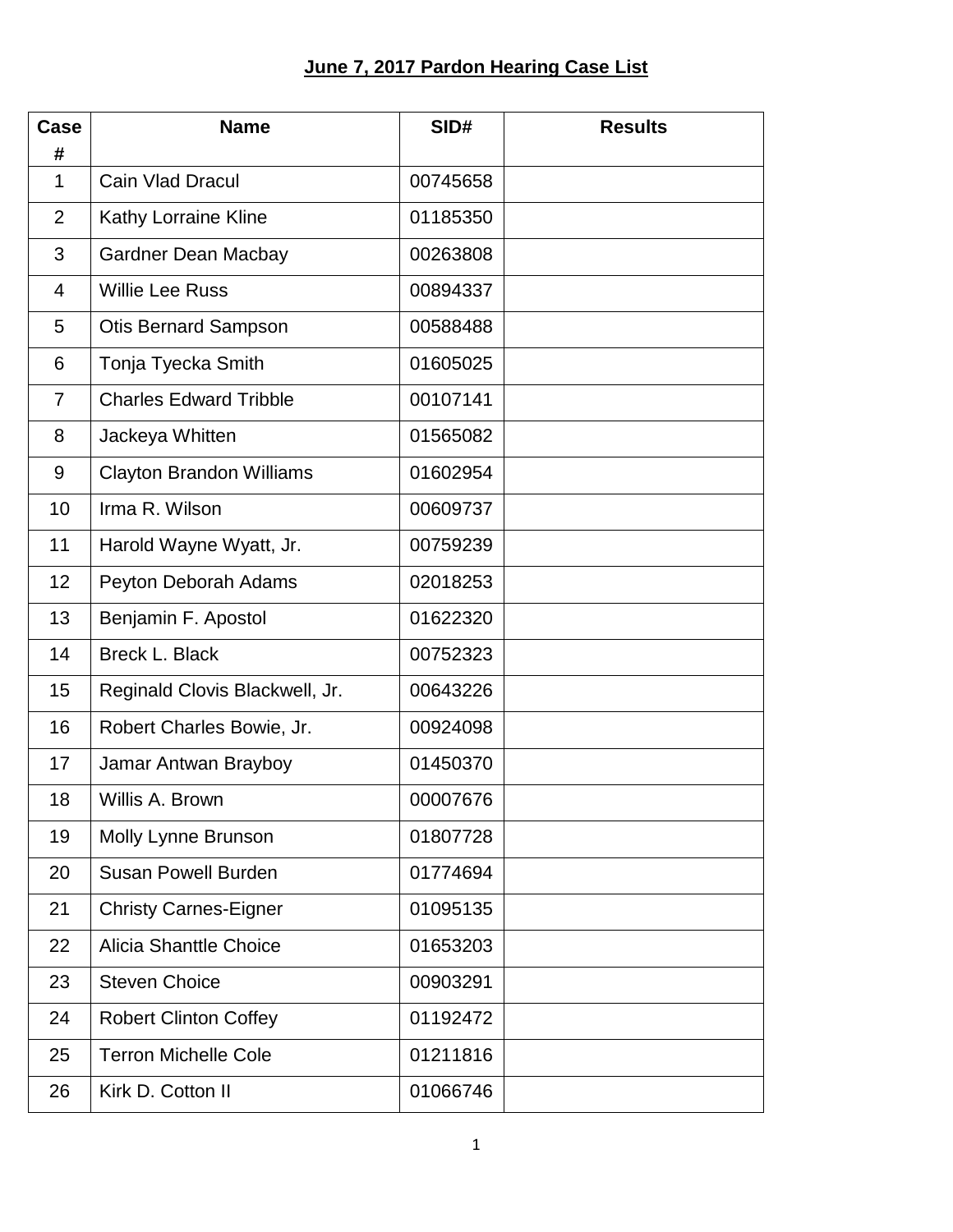**June 7, 2017 Pardon Hearing Case List**

| Case # | Name | SID# | Results |
|---|---|---|---|
| 1 | Cain Vlad Dracul | 00745658 | |
| 2 | Kathy Lorraine Kline | 01185350 | |
| 3 | Gardner Dean Macbay | 00263808 | |
| 4 | Willie Lee Russ | 00894337 | |
| 5 | Otis Bernard Sampson | 00588488 | |
| 6 | Tonja Tyecka Smith | 01605025 | |
| 7 | Charles Edward Tribble | 00107141 | |
| 8 | Jackeya Whitten | 01565082 | |
| 9 | Clayton Brandon Williams | 01602954 | |
| 10 | Irma R. Wilson | 00609737 | |
| 11 | Harold Wayne Wyatt, Jr. | 00759239 | |
| 12 | Peyton Deborah Adams | 02018253 | |
| 13 | Benjamin F. Apostol | 01622320 | |
| 14 | Breck L. Black | 00752323 | |
| 15 | Reginald Clovis Blackwell, Jr. | 00643226 | |
| 16 | Robert Charles Bowie, Jr. | 00924098 | |
| 17 | Jamar Antwan Brayboy | 01450370 | |
| 18 | Willis A. Brown | 00007676 | |
| 19 | Molly Lynne Brunson | 01807728 | |
| 20 | Susan Powell Burden | 01774694 | |
| 21 | Christy Carnes-Eigner | 01095135 | |
| 22 | Alicia Shanttle Choice | 01653203 | |
| 23 | Steven Choice | 00903291 | |
| 24 | Robert Clinton Coffey | 01192472 | |
| 25 | Terron Michelle Cole | 01211816 | |
| 26 | Kirk D. Cotton II | 01066746 | |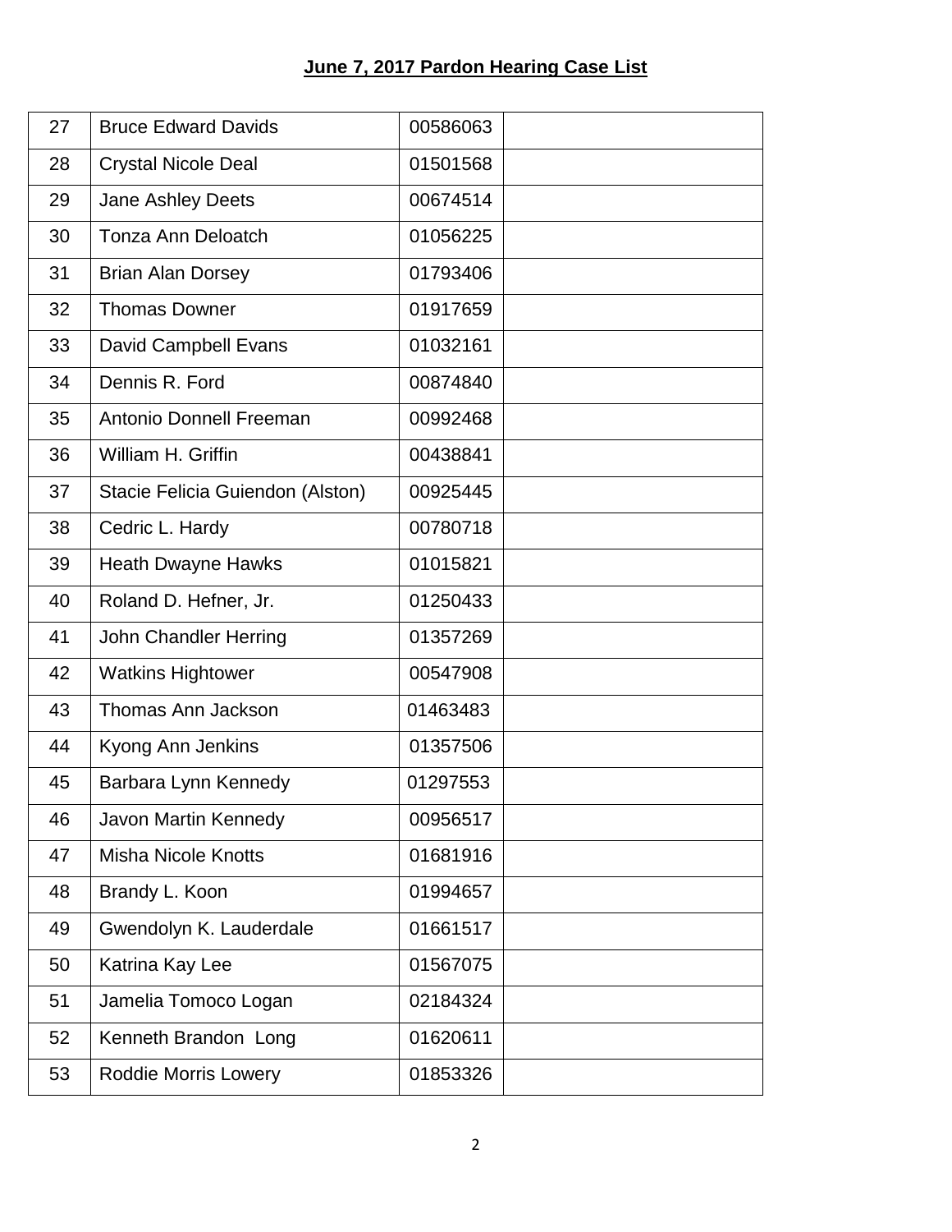## June 7, 2017 Pardon Hearing Case List

| | | | |
|---|---|---|---|
| 27 | Bruce Edward Davids | 00586063 | |
| 28 | Crystal Nicole Deal | 01501568 | |
| 29 | Jane Ashley Deets | 00674514 | |
| 30 | Tonza Ann Deloatch | 01056225 | |
| 31 | Brian Alan Dorsey | 01793406 | |
| 32 | Thomas Downer | 01917659 | |
| 33 | David Campbell Evans | 01032161 | |
| 34 | Dennis R. Ford | 00874840 | |
| 35 | Antonio Donnell Freeman | 00992468 | |
| 36 | William H. Griffin | 00438841 | |
| 37 | Stacie Felicia Guiendon (Alston) | 00925445 | |
| 38 | Cedric L. Hardy | 00780718 | |
| 39 | Heath Dwayne Hawks | 01015821 | |
| 40 | Roland D. Hefner, Jr. | 01250433 | |
| 41 | John Chandler Herring | 01357269 | |
| 42 | Watkins Hightower | 00547908 | |
| 43 | Thomas Ann Jackson | 01463483 | |
| 44 | Kyong Ann Jenkins | 01357506 | |
| 45 | Barbara Lynn Kennedy | 01297553 | |
| 46 | Javon Martin Kennedy | 00956517 | |
| 47 | Misha Nicole Knotts | 01681916 | |
| 48 | Brandy L. Koon | 01994657 | |
| 49 | Gwendolyn K. Lauderdale | 01661517 | |
| 50 | Katrina Kay Lee | 01567075 | |
| 51 | Jamelia Tomoco Logan | 02184324 | |
| 52 | Kenneth Brandon Long | 01620611 | |
| 53 | Roddie Morris Lowery | 01853326 | |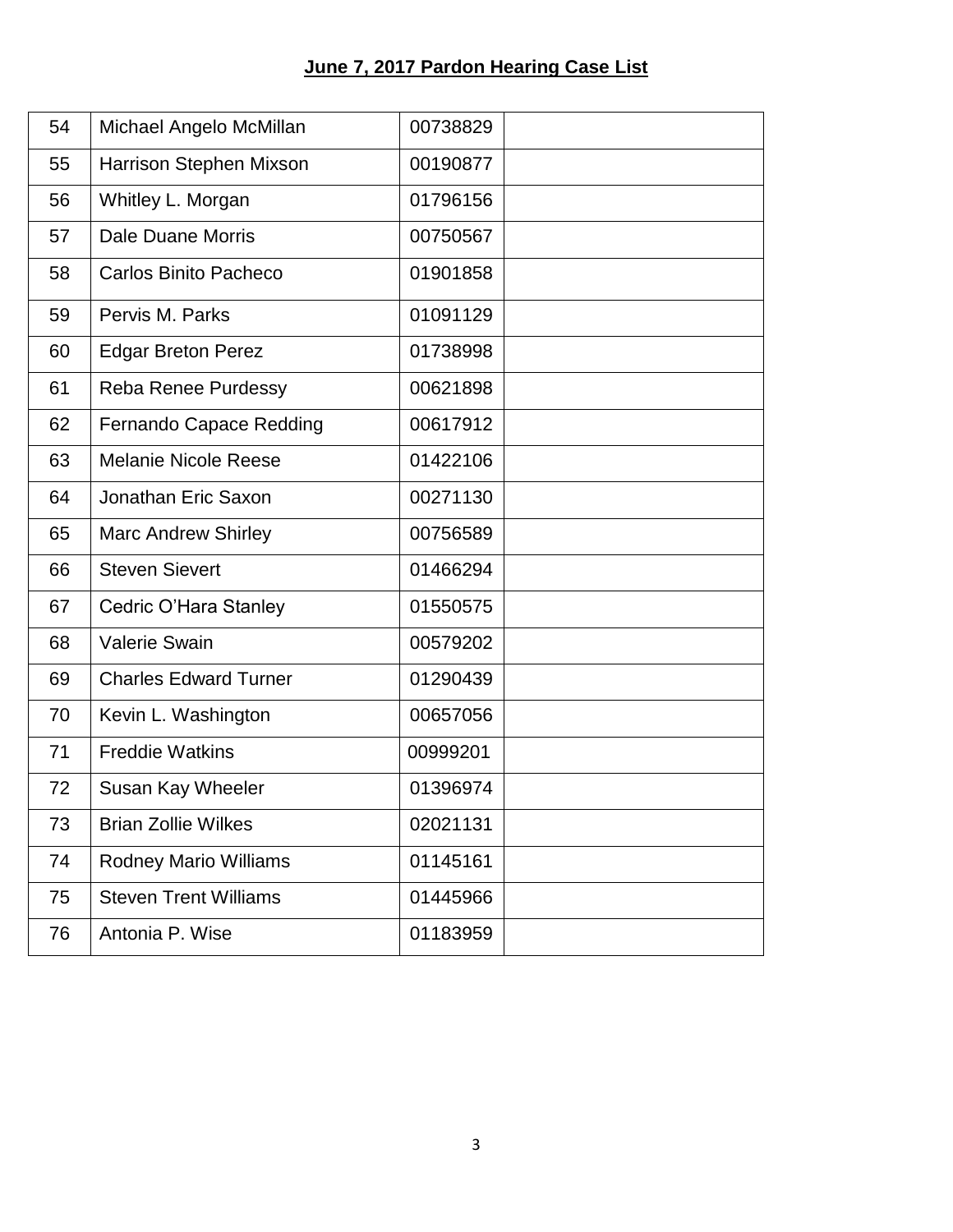**June 7, 2017 Pardon Hearing Case List**

| | | | |
|---|---|---|---|
| 54 | Michael Angelo McMillan | 00738829 | |
| 55 | Harrison Stephen Mixson | 00190877 | |
| 56 | Whitley L. Morgan | 01796156 | |
| 57 | Dale Duane Morris | 00750567 | |
| 58 | Carlos Binito Pacheco | 01901858 | |
| 59 | Pervis M. Parks | 01091129 | |
| 60 | Edgar Breton Perez | 01738998 | |
| 61 | Reba Renee Purdessy | 00621898 | |
| 62 | Fernando Capace Redding | 00617912 | |
| 63 | Melanie Nicole Reese | 01422106 | |
| 64 | Jonathan Eric Saxon | 00271130 | |
| 65 | Marc Andrew Shirley | 00756589 | |
| 66 | Steven Sievert | 01466294 | |
| 67 | Cedric O'Hara Stanley | 01550575 | |
| 68 | Valerie Swain | 00579202 | |
| 69 | Charles Edward Turner | 01290439 | |
| 70 | Kevin L. Washington | 00657056 | |
| 71 | Freddie Watkins | 00999201 | |
| 72 | Susan Kay Wheeler | 01396974 | |
| 73 | Brian Zollie Wilkes | 02021131 | |
| 74 | Rodney Mario Williams | 01145161 | |
| 75 | Steven Trent Williams | 01445966 | |
| 76 | Antonia P. Wise | 01183959 | |